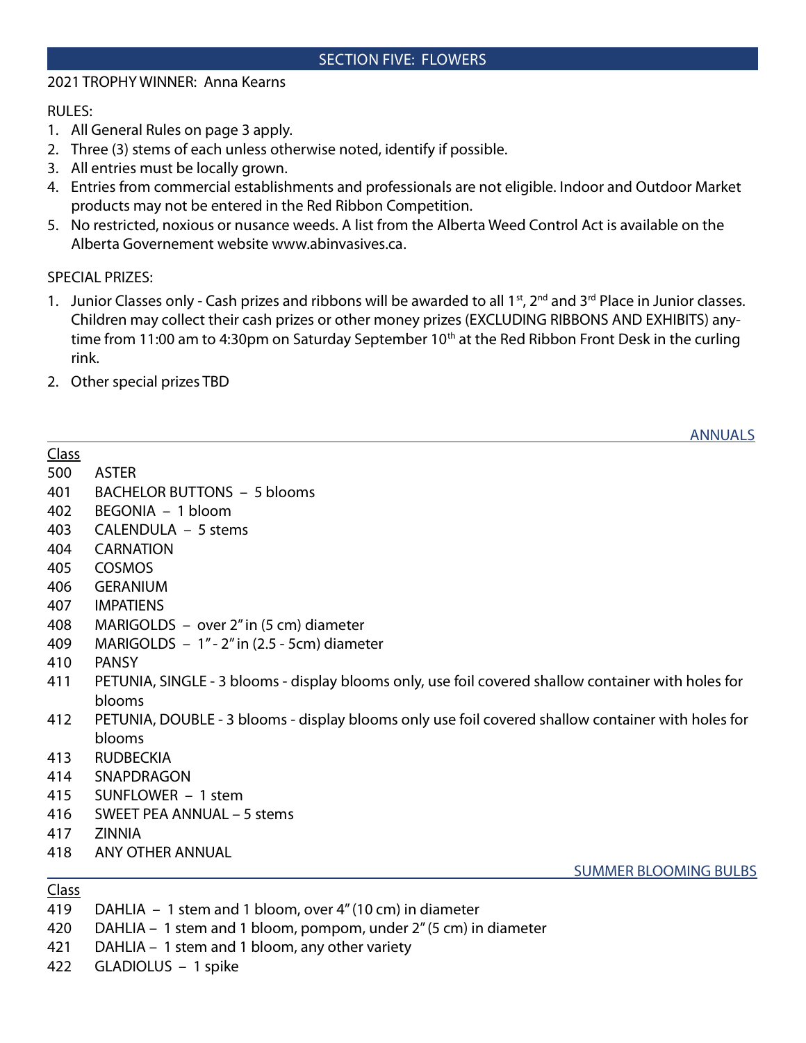## SECTION FIVE: FLOWERS

2021 TROPHY WINNER: Anna Kearns

RULES:

1. All General Rules on page 3 apply.
2. Three (3) stems of each unless otherwise noted, identify if possible.
3. All entries must be locally grown.
4. Entries from commercial establishments and professionals are not eligible. Indoor and Outdoor Market products may not be entered in the Red Ribbon Competition.
5. No restricted, noxious or nusance weeds. A list from the Alberta Weed Control Act is available on the Alberta Governement website www.abinvasives.ca.

SPECIAL PRIZES:

1. Junior Classes only - Cash prizes and ribbons will be awarded to all 1st, 2nd and 3rd Place in Junior classes. Children may collect their cash prizes or other money prizes (EXCLUDING RIBBONS AND EXHIBITS) anytime from 11:00 am to 4:30pm on Saturday September 10th at the Red Ribbon Front Desk in the curling rink.
2. Other special prizes TBD

### ANNUALS

| Class | |
|---|---|
| 500 | ASTER |
| 401 | BACHELOR BUTTONS – 5 blooms |
| 402 | BEGONIA – 1 bloom |
| 403 | CALENDULA – 5 stems |
| 404 | CARNATION |
| 405 | COSMOS |
| 406 | GERANIUM |
| 407 | IMPATIENS |
| 408 | MARIGOLDS – over 2" in (5 cm) diameter |
| 409 | MARIGOLDS – 1" - 2" in (2.5 - 5cm) diameter |
| 410 | PANSY |
| 411 | PETUNIA, SINGLE - 3 blooms - display blooms only, use foil covered shallow container with holes for blooms |
| 412 | PETUNIA, DOUBLE - 3 blooms - display blooms only use foil covered shallow container with holes for blooms |
| 413 | RUDBECKIA |
| 414 | SNAPDRAGON |
| 415 | SUNFLOWER – 1 stem |
| 416 | SWEET PEA ANNUAL – 5 stems |
| 417 | ZINNIA |
| 418 | ANY OTHER ANNUAL |

### SUMMER BLOOMING BULBS

| Class | |
|---|---|
| 419 | DAHLIA – 1 stem and 1 bloom, over 4" (10 cm) in diameter |
| 420 | DAHLIA – 1 stem and 1 bloom, pompom, under 2" (5 cm) in diameter |
| 421 | DAHLIA – 1 stem and 1 bloom, any other variety |
| 422 | GLADIOLUS – 1 spike |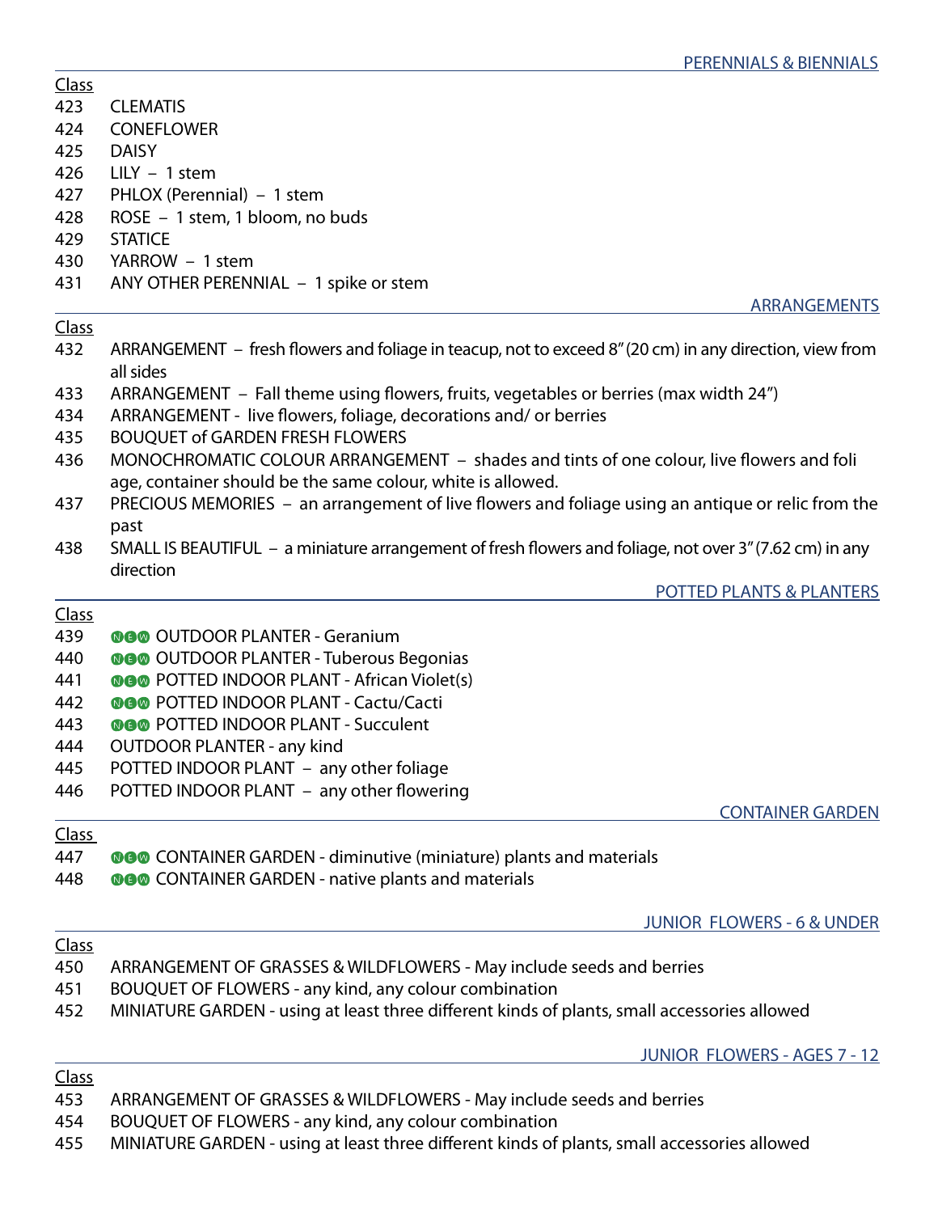## PERENNIALS & BIENNIALS

| Class | |
|---|---|
| 423 | CLEMATIS |
| 424 | CONEFLOWER |
| 425 | DAISY |
| 426 | LILY – 1 stem |
| 427 | PHLOX (Perennial) – 1 stem |
| 428 | ROSE – 1 stem, 1 bloom, no buds |
| 429 | STATICE |
| 430 | YARROW – 1 stem |
| 431 | ANY OTHER PERENNIAL – 1 spike or stem |

## ARRANGEMENTS

| Class | |
|---|---|
| 432 | ARRANGEMENT – fresh flowers and foliage in teacup, not to exceed 8" (20 cm) in any direction, view from all sides |
| 433 | ARRANGEMENT – Fall theme using flowers, fruits, vegetables or berries (max width 24") |
| 434 | ARRANGEMENT - live flowers, foliage, decorations and/ or berries |
| 435 | BOUQUET of GARDEN FRESH FLOWERS |
| 436 | MONOCHROMATIC COLOUR ARRANGEMENT – shades and tints of one colour, live flowers and foli age, container should be the same colour, white is allowed. |
| 437 | PRECIOUS MEMORIES – an arrangement of live flowers and foliage using an antique or relic from the past |
| 438 | SMALL IS BEAUTIFUL – a miniature arrangement of fresh flowers and foliage, not over 3" (7.62 cm) in any direction |

## POTTED PLANTS & PLANTERS

| Class | |
|---|---|
| 439 | NEW OUTDOOR PLANTER - Geranium |
| 440 | NEW OUTDOOR PLANTER - Tuberous Begonias |
| 441 | NEW POTTED INDOOR PLANT - African Violet(s) |
| 442 | NEW POTTED INDOOR PLANT - Cactu/Cacti |
| 443 | NEW POTTED INDOOR PLANT - Succulent |
| 444 | OUTDOOR PLANTER - any kind |
| 445 | POTTED INDOOR PLANT – any other foliage |
| 446 | POTTED INDOOR PLANT – any other flowering |

## CONTAINER GARDEN

| Class | |
|---|---|
| 447 | NEW CONTAINER GARDEN - diminutive (miniature) plants and materials |
| 448 | NEW CONTAINER GARDEN - native plants and materials |

## JUNIOR FLOWERS - 6 & UNDER

| Class | |
|---|---|
| 450 | ARRANGEMENT OF GRASSES & WILDFLOWERS - May include seeds and berries |
| 451 | BOUQUET OF FLOWERS - any kind, any colour combination |
| 452 | MINIATURE GARDEN - using at least three different kinds of plants, small accessories allowed |

## JUNIOR FLOWERS - AGES 7 - 12

| Class | |
|---|---|
| 453 | ARRANGEMENT OF GRASSES & WILDFLOWERS - May include seeds and berries |
| 454 | BOUQUET OF FLOWERS - any kind, any colour combination |
| 455 | MINIATURE GARDEN - using at least three different kinds of plants, small accessories allowed |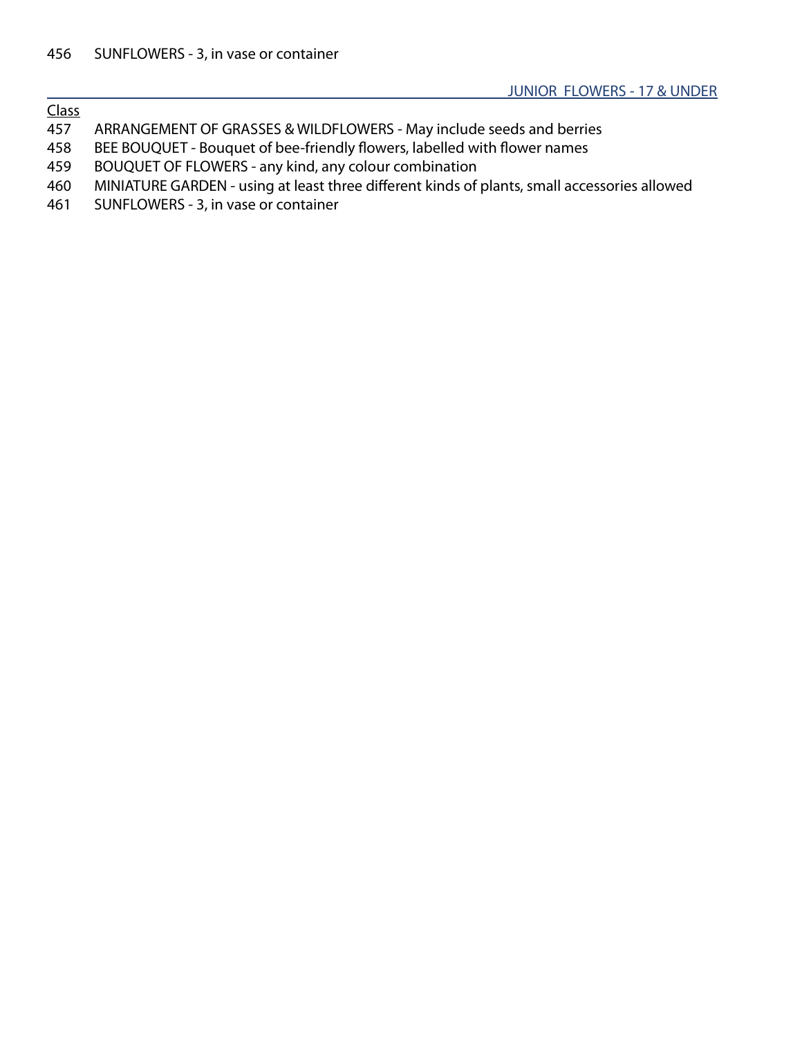456 SUNFLOWERS - 3, in vase or container

## JUNIOR FLOWERS - 17 & UNDER

Class

457 ARRANGEMENT OF GRASSES & WILDFLOWERS - May include seeds and berries

458 BEE BOUQUET - Bouquet of bee-friendly flowers, labelled with flower names

459 BOUQUET OF FLOWERS - any kind, any colour combination

460 MINIATURE GARDEN - using at least three different kinds of plants, small accessories allowed

461 SUNFLOWERS - 3, in vase or container